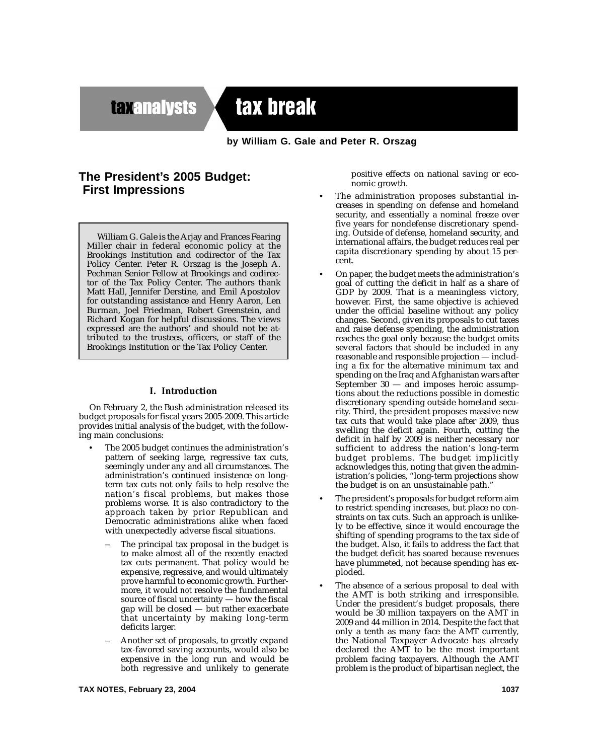taxanalysts tax break

**by William G. Gale and Peter R. Orszag**

# The President's 2005 Budget: First Impressions

William G. Gale is the Arjay and Frances Fearing Miller chair in federal economic policy at the Brookings Institution and codirector of the Tax Policy Center. Peter R. Orszag is the Joseph A. Pechman Senior Fellow at Brookings and codirector of the Tax Policy Center. The authors thank Matt Hall, Jennifer Derstine, and Emil Apostolov for outstanding assistance and Henry Aaron, Len Burman, Joel Friedman, Robert Greenstein, and Richard Kogan for helpful discussions. The views expressed are the authors' and should not be attributed to the trustees, officers, or staff of the Brookings Institution or the Tax Policy Center.

## I. Introduction

On February 2, the Bush administration released its budget proposals for fiscal years 2005-2009. This article provides initial analysis of the budget, with the following main conclusions:

- The 2005 budget continues the administration's pattern of seeking large, regressive tax cuts, seemingly under any and all circumstances. The administration's continued insistence on long-term tax cuts not only fails to help resolve the nation's fiscal problems, but makes those problems worse. It is also contradictory to the approach taken by prior Republican and Democratic administrations alike when faced with unexpectedly adverse fiscal situations.
  - The principal tax proposal in the budget is to make almost all of the recently enacted tax cuts permanent. That policy would be expensive, regressive, and would ultimately prove harmful to economic growth. Furthermore, it would *not* resolve the fundamental source of fiscal uncertainty — how the fiscal gap will be closed — but rather exacerbate that uncertainty by making long-term deficits larger.
  - Another set of proposals, to greatly expand tax-favored saving accounts, would also be expensive in the long run and would be both regressive and unlikely to generate positive effects on national saving or economic growth.
- The administration proposes substantial increases in spending on defense and homeland security, and essentially a nominal freeze over five years for nondefense discretionary spending. Outside of defense, homeland security, and international affairs, the budget reduces real per capita discretionary spending by about 15 percent.
- On paper, the budget meets the administration's goal of cutting the deficit in half as a share of GDP by 2009. That is a meaningless victory, however. First, the same objective is achieved under the official baseline without any policy changes. Second, given its proposals to cut taxes and raise defense spending, the administration reaches the goal only because the budget omits several factors that should be included in any reasonable and responsible projection — including a fix for the alternative minimum tax and spending on the Iraq and Afghanistan wars after September 30 — and imposes heroic assumptions about the reductions possible in domestic discretionary spending outside homeland security. Third, the president proposes massive new tax cuts that would take place after 2009, thus swelling the deficit again. Fourth, cutting the deficit in half by 2009 is neither necessary nor sufficient to address the nation's long-term budget problems. The budget implicitly acknowledges this, noting that given the administration's policies, "long-term projections show the budget is on an unsustainable path."
- The president's proposals for budget reform aim to restrict spending increases, but place no constraints on tax cuts. Such an approach is unlikely to be effective, since it would encourage the shifting of spending programs to the tax side of the budget. Also, it fails to address the fact that the budget deficit has soared because revenues have plummeted, not because spending has exploded.
- The absence of a serious proposal to deal with the AMT is both striking and irresponsible. Under the president's budget proposals, there would be 30 million taxpayers on the AMT in 2009 and 44 million in 2014. Despite the fact that only a tenth as many face the AMT currently, the National Taxpayer Advocate has already declared the AMT to be the most important problem facing taxpayers. Although the AMT problem is the product of bipartisan neglect, the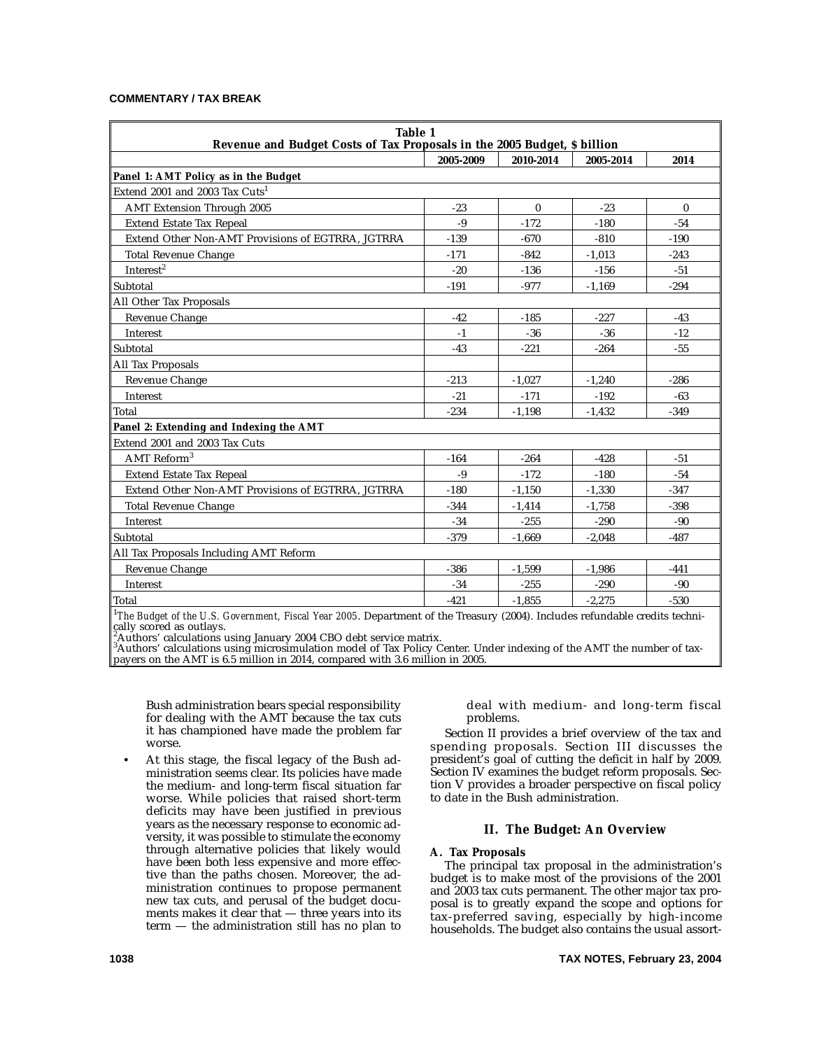**Table 1**
**Revenue and Budget Costs of Tax Proposals in the 2005 Budget, $ billion**

| | 2005-2009 | 2010-2014 | 2005-2014 | 2014 |
|---|---|---|---|---|
| **Panel 1: AMT Policy as in the Budget** | | | | |
| Extend 2001 and 2003 Tax Cuts[1] | | | | |
| AMT Extension Through 2005 | -23 | 0 | -23 | 0 |
| Extend Estate Tax Repeal | -9 | -172 | -180 | -54 |
| Extend Other Non-AMT Provisions of EGTRRA, JGTRRA | -139 | -670 | -810 | -190 |
| Total Revenue Change | -171 | -842 | -1,013 | -243 |
| Interest[2] | -20 | -136 | -156 | -51 |
| Subtotal | -191 | -977 | -1,169 | -294 |
| All Other Tax Proposals | | | | |
| Revenue Change | -42 | -185 | -227 | -43 |
| Interest | -1 | -36 | -36 | -12 |
| Subtotal | -43 | -221 | -264 | -55 |
| All Tax Proposals | | | | |
| Revenue Change | -213 | -1,027 | -1,240 | -286 |
| Interest | -21 | -171 | -192 | -63 |
| Total | -234 | -1,198 | -1,432 | -349 |
| **Panel 2: Extending and Indexing the AMT** | | | | |
| Extend 2001 and 2003 Tax Cuts | | | | |
| AMT Reform[3] | -164 | -264 | -428 | -51 |
| Extend Estate Tax Repeal | -9 | -172 | -180 | -54 |
| Extend Other Non-AMT Provisions of EGTRRA, JGTRRA | -180 | -1,150 | -1,330 | -347 |
| Total Revenue Change | -344 | -1,414 | -1,758 | -398 |
| Interest | -34 | -255 | -290 | -90 |
| Subtotal | -379 | -1,669 | -2,048 | -487 |
| All Tax Proposals Including AMT Reform | | | | |
| Revenue Change | -386 | -1,599 | -1,986 | -441 |
| Interest | -34 | -255 | -290 | -90 |
| Total | -421 | -1,855 | -2,275 | -530 |

[1]*The Budget of the U.S. Government, Fiscal Year 2005*. Department of the Treasury (2004). Includes refundable credits technically scored as outlays.
[2]Authors' calculations using January 2004 CBO debt service matrix.
[3]Authors' calculations using microsimulation model of Tax Policy Center. Under indexing of the AMT the number of taxpayers on the AMT is 6.5 million in 2014, compared with 3.6 million in 2005.

Bush administration bears special responsibility for dealing with the AMT because the tax cuts it has championed have made the problem far worse.

- At this stage, the fiscal legacy of the Bush administration seems clear. Its policies have made the medium- and long-term fiscal situation far worse. While policies that raised short-term deficits may have been justified in previous years as the necessary response to economic adversity, it was possible to stimulate the economy through alternative policies that likely would have been both less expensive and more effective than the paths chosen. Moreover, the administration continues to propose permanent new tax cuts, and perusal of the budget documents makes it clear that — three years into its term — the administration still has no plan to deal with medium- and long-term fiscal problems.

Section II provides a brief overview of the tax and spending proposals. Section III discusses the president's goal of cutting the deficit in half by 2009. Section IV examines the budget reform proposals. Section V provides a broader perspective on fiscal policy to date in the Bush administration.

## II. The Budget: An Overview

### A. Tax Proposals

The principal tax proposal in the administration's budget is to make most of the provisions of the 2001 and 2003 tax cuts permanent. The other major tax proposal is to greatly expand the scope and options for tax-preferred saving, especially by high-income households. The budget also contains the usual assort-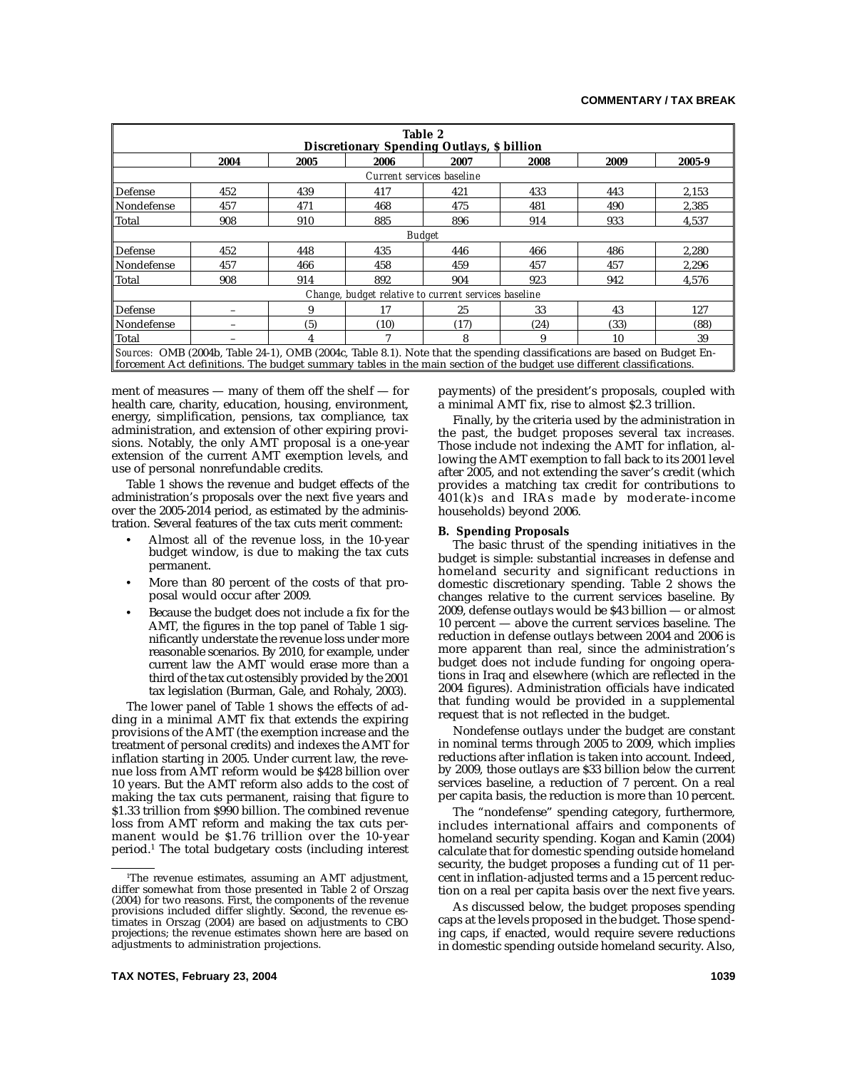| Table 2<br>Discretionary Spending Outlays, $ billion | | | | | | | |
|---|---|---|---|---|---|---|---|
| | 2004 | 2005 | 2006 | 2007 | 2008 | 2009 | 2005-9 |
| *Current services baseline* | | | | | | | |
| Defense | 452 | 439 | 417 | 421 | 433 | 443 | 2,153 |
| Nondefense | 457 | 471 | 468 | 475 | 481 | 490 | 2,385 |
| Total | 908 | 910 | 885 | 896 | 914 | 933 | 4,537 |
| *Budget* | | | | | | | |
| Defense | 452 | 448 | 435 | 446 | 466 | 486 | 2,280 |
| Nondefense | 457 | 466 | 458 | 459 | 457 | 457 | 2,296 |
| Total | 908 | 914 | 892 | 904 | 923 | 942 | 4,576 |
| *Change, budget relative to current services baseline* | | | | | | | |
| Defense | – | 9 | 17 | 25 | 33 | 43 | 127 |
| Nondefense | – | (5) | (10) | (17) | (24) | (33) | (88) |
| Total | – | 4 | 7 | 8 | 9 | 10 | 39 |

*Sources:* OMB (2004b, Table 24-1), OMB (2004c, Table 8.1). Note that the spending classifications are based on Budget Enforcement Act definitions. The budget summary tables in the main section of the budget use different classifications.

ment of measures — many of them off the shelf — for health care, charity, education, housing, environment, energy, simplification, pensions, tax compliance, tax administration, and extension of other expiring provisions. Notably, the only AMT proposal is a one-year extension of the current AMT exemption levels, and use of personal nonrefundable credits.

Table 1 shows the revenue and budget effects of the administration's proposals over the next five years and over the 2005-2014 period, as estimated by the administration. Several features of the tax cuts merit comment:

- Almost all of the revenue loss, in the 10-year budget window, is due to making the tax cuts permanent.
- More than 80 percent of the costs of that proposal would occur after 2009.
- Because the budget does not include a fix for the AMT, the figures in the top panel of Table 1 significantly understate the revenue loss under more reasonable scenarios. By 2010, for example, under current law the AMT would erase more than a third of the tax cut ostensibly provided by the 2001 tax legislation (Burman, Gale, and Rohaly, 2003).

The lower panel of Table 1 shows the effects of adding in a minimal AMT fix that extends the expiring provisions of the AMT (the exemption increase and the treatment of personal credits) and indexes the AMT for inflation starting in 2005. Under current law, the revenue loss from AMT reform would be $428 billion over 10 years. But the AMT reform also adds to the cost of making the tax cuts permanent, raising that figure to $1.33 trillion from $990 billion. The combined revenue loss from AMT reform and making the tax cuts permanent would be $1.76 trillion over the 10-year period.[1] The total budgetary costs (including interest payments) of the president's proposals, coupled with a minimal AMT fix, rise to almost $2.3 trillion.

Finally, by the criteria used by the administration in the past, the budget proposes several tax *increases.* Those include not indexing the AMT for inflation, allowing the AMT exemption to fall back to its 2001 level after 2005, and not extending the saver's credit (which provides a matching tax credit for contributions to 401(k)s and IRAs made by moderate-income households) beyond 2006.

### B. Spending Proposals

The basic thrust of the spending initiatives in the budget is simple: substantial increases in defense and homeland security and significant reductions in domestic discretionary spending. Table 2 shows the changes relative to the current services baseline. By 2009, defense outlays would be $43 billion — or almost 10 percent — above the current services baseline. The reduction in defense outlays between 2004 and 2006 is more apparent than real, since the administration's budget does not include funding for ongoing operations in Iraq and elsewhere (which are reflected in the 2004 figures). Administration officials have indicated that funding would be provided in a supplemental request that is not reflected in the budget.

Nondefense outlays under the budget are constant in nominal terms through 2005 to 2009, which implies reductions after inflation is taken into account. Indeed, by 2009, those outlays are $33 billion *below* the current services baseline, a reduction of 7 percent. On a real per capita basis, the reduction is more than 10 percent.

The "nondefense" spending category, furthermore, includes international affairs and components of homeland security spending. Kogan and Kamin (2004) calculate that for domestic spending outside homeland security, the budget proposes a funding cut of 11 percent in inflation-adjusted terms and a 15 percent reduction on a real per capita basis over the next five years.

As discussed below, the budget proposes spending caps at the levels proposed in the budget. Those spending caps, if enacted, would require severe reductions in domestic spending outside homeland security. Also,

---

[1] The revenue estimates, assuming an AMT adjustment, differ somewhat from those presented in Table 2 of Orszag (2004) for two reasons. First, the components of the revenue provisions included differ slightly. Second, the revenue estimates in Orszag (2004) are based on adjustments to CBO projections; the revenue estimates shown here are based on adjustments to administration projections.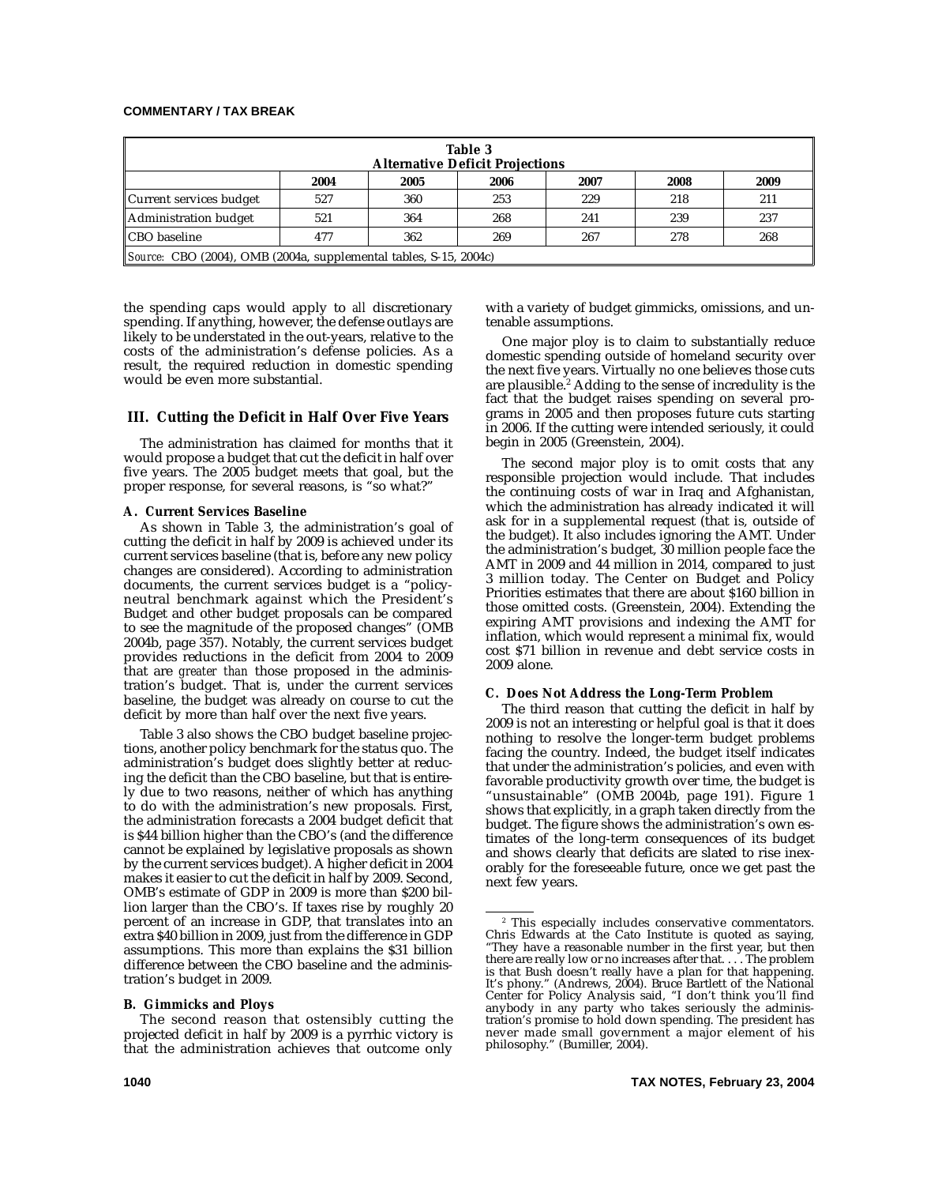**Table 3**
**Alternative Deficit Projections**

| | 2004 | 2005 | 2006 | 2007 | 2008 | 2009 |
|---|---|---|---|---|---|---|
| Current services budget | 527 | 360 | 253 | 229 | 218 | 211 |
| Administration budget | 521 | 364 | 268 | 241 | 239 | 237 |
| CBO baseline | 477 | 362 | 269 | 267 | 278 | 268 |

*Source:* CBO (2004), OMB (2004a, supplemental tables, S-15, 2004c)

the spending caps would apply to *all* discretionary spending. If anything, however, the defense outlays are likely to be understated in the out-years, relative to the costs of the administration's defense policies. As a result, the required reduction in domestic spending would be even more substantial.

## III. Cutting the Deficit in Half Over Five Years

The administration has claimed for months that it would propose a budget that cut the deficit in half over five years. The 2005 budget meets that goal, but the proper response, for several reasons, is "so what?"

### A. Current Services Baseline

As shown in Table 3, the administration's goal of cutting the deficit in half by 2009 is achieved under its current services baseline (that is, before any new policy changes are considered). According to administration documents, the current services budget is a "policy-neutral benchmark against which the President's Budget and other budget proposals can be compared to see the magnitude of the proposed changes" (OMB 2004b, page 357). Notably, the current services budget provides reductions in the deficit from 2004 to 2009 that are *greater than* those proposed in the administration's budget. That is, under the current services baseline, the budget was already on course to cut the deficit by more than half over the next five years.

Table 3 also shows the CBO budget baseline projections, another policy benchmark for the status quo. The administration's budget does slightly better at reducing the deficit than the CBO baseline, but that is entirely due to two reasons, neither of which has anything to do with the administration's new proposals. First, the administration forecasts a 2004 budget deficit that is $44 billion higher than the CBO's (and the difference cannot be explained by legislative proposals as shown by the current services budget). A higher deficit in 2004 makes it easier to cut the deficit in half by 2009. Second, OMB's estimate of GDP in 2009 is more than $200 billion larger than the CBO's. If taxes rise by roughly 20 percent of an increase in GDP, that translates into an extra $40 billion in 2009, just from the difference in GDP assumptions. This more than explains the $31 billion difference between the CBO baseline and the administration's budget in 2009.

### B. Gimmicks and Ploys

The second reason that ostensibly cutting the projected deficit in half by 2009 is a pyrrhic victory is that the administration achieves that outcome only with a variety of budget gimmicks, omissions, and untenable assumptions.

One major ploy is to claim to substantially reduce domestic spending outside of homeland security over the next five years. Virtually no one believes those cuts are plausible.[2] Adding to the sense of incredulity is the fact that the budget raises spending on several programs in 2005 and then proposes future cuts starting in 2006. If the cutting were intended seriously, it could begin in 2005 (Greenstein, 2004).

The second major ploy is to omit costs that any responsible projection would include. That includes the continuing costs of war in Iraq and Afghanistan, which the administration has already indicated it will ask for in a supplemental request (that is, outside of the budget). It also includes ignoring the AMT. Under the administration's budget, 30 million people face the AMT in 2009 and 44 million in 2014, compared to just 3 million today. The Center on Budget and Policy Priorities estimates that there are about $160 billion in those omitted costs. (Greenstein, 2004). Extending the expiring AMT provisions and indexing the AMT for inflation, which would represent a minimal fix, would cost $71 billion in revenue and debt service costs in 2009 alone.

### C. Does Not Address the Long-Term Problem

The third reason that cutting the deficit in half by 2009 is not an interesting or helpful goal is that it does nothing to resolve the longer-term budget problems facing the country. Indeed, the budget itself indicates that under the administration's policies, and even with favorable productivity growth over time, the budget is "unsustainable" (OMB 2004b, page 191). Figure 1 shows that explicitly, in a graph taken directly from the budget. The figure shows the administration's own estimates of the long-term consequences of its budget and shows clearly that deficits are slated to rise inexorably for the foreseeable future, once we get past the next few years.

[2] This especially includes conservative commentators. Chris Edwards at the Cato Institute is quoted as saying, "They have a reasonable number in the first year, but then there are really low or no increases after that. . . . The problem is that Bush doesn't really have a plan for that happening. It's phony." (Andrews, 2004). Bruce Bartlett of the National Center for Policy Analysis said, "I don't think you'll find anybody in any party who takes seriously the administration's promise to hold down spending. The president has never made small government a major element of his philosophy." (Bumiller, 2004).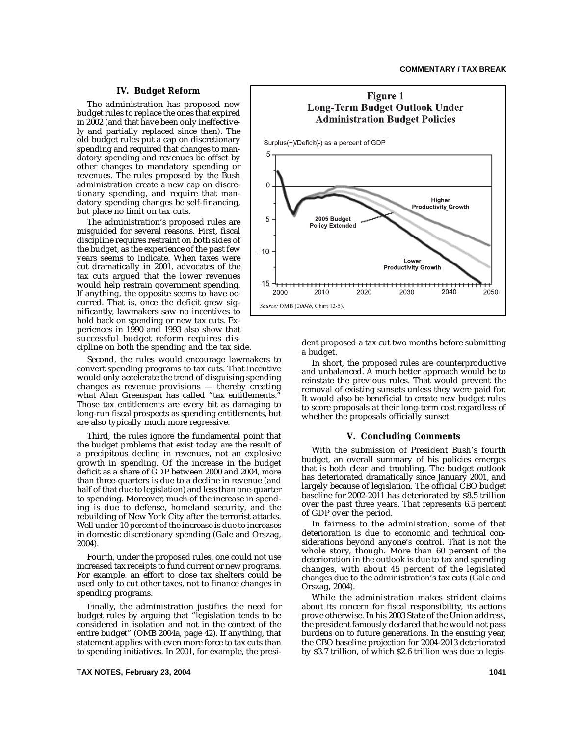## IV. Budget Reform

The administration has proposed new budget rules to replace the ones that expired in 2002 (and that have been only ineffectively and partially replaced since then). The old budget rules put a cap on discretionary spending and required that changes to mandatory spending and revenues be offset by other changes to mandatory spending or revenues. The rules proposed by the Bush administration create a new cap on discretionary spending, and require that mandatory spending changes be self-financing, but place no limit on tax cuts.

The administration's proposed rules are misguided for several reasons. First, fiscal discipline requires restraint on both sides of the budget, as the experience of the past few years seems to indicate. When taxes were cut dramatically in 2001, advocates of the tax cuts argued that the lower revenues would help restrain government spending. If anything, the opposite seems to have occurred. That is, once the deficit grew significantly, lawmakers saw no incentives to hold back on spending or new tax cuts. Experiences in 1990 and 1993 also show that successful budget reform requires discipline on both the spending and the tax side.

Second, the rules would encourage lawmakers to convert spending programs to tax cuts. That incentive would only accelerate the trend of disguising spending changes as revenue provisions — thereby creating what Alan Greenspan has called "tax entitlements." Those tax entitlements are every bit as damaging to long-run fiscal prospects as spending entitlements, but are also typically much more regressive.

Third, the rules ignore the fundamental point that the budget problems that exist today are the result of a precipitous decline in revenues, not an explosive growth in spending. Of the increase in the budget deficit as a share of GDP between 2000 and 2004, more than three-quarters is due to a decline in revenue (and half of that due to legislation) and less than one-quarter to spending. Moreover, much of the increase in spending is due to defense, homeland security, and the rebuilding of New York City after the terrorist attacks. Well under 10 percent of the increase is due to increases in domestic discretionary spending (Gale and Orszag, 2004).

Fourth, under the proposed rules, one could not use increased tax receipts to fund current or new programs. For example, an effort to close tax shelters could be used only to cut other taxes, not to finance changes in spending programs.

Finally, the administration justifies the need for budget rules by arguing that "legislation tends to be considered in isolation and not in the context of the entire budget" (OMB 2004a, page 42). If anything, that statement applies with even more force to tax cuts than to spending initiatives. In 2001, for example, the president proposed a tax cut two months before submitting a budget.

**Figure 1**
**Long-Term Budget Outlook Under Administration Budget Policies**

*Source:* OMB (*2004b*, Chart 12-5).

In short, the proposed rules are counterproductive and unbalanced. A much better approach would be to reinstate the previous rules. That would prevent the removal of existing sunsets unless they were paid for. It would also be beneficial to create new budget rules to score proposals at their long-term cost regardless of whether the proposals officially sunset.

## V. Concluding Comments

With the submission of President Bush's fourth budget, an overall summary of his policies emerges that is both clear and troubling. The budget outlook has deteriorated dramatically since January 2001, and largely because of legislation. The official CBO budget baseline for 2002-2011 has deteriorated by $8.5 trillion over the past three years. That represents 6.5 percent of GDP over the period.

In fairness to the administration, some of that deterioration is due to economic and technical considerations beyond anyone's control. That is not the whole story, though. More than 60 percent of the deterioration in the outlook is due to tax and spending changes, with about 45 percent of the legislated changes due to the administration's tax cuts (Gale and Orszag, 2004).

While the administration makes strident claims about its concern for fiscal responsibility, its actions prove otherwise. In his 2003 State of the Union address, the president famously declared that he would not pass burdens on to future generations. In the ensuing year, the CBO baseline projection for 2004-2013 deteriorated by $3.7 trillion, of which $2.6 trillion was due to legis-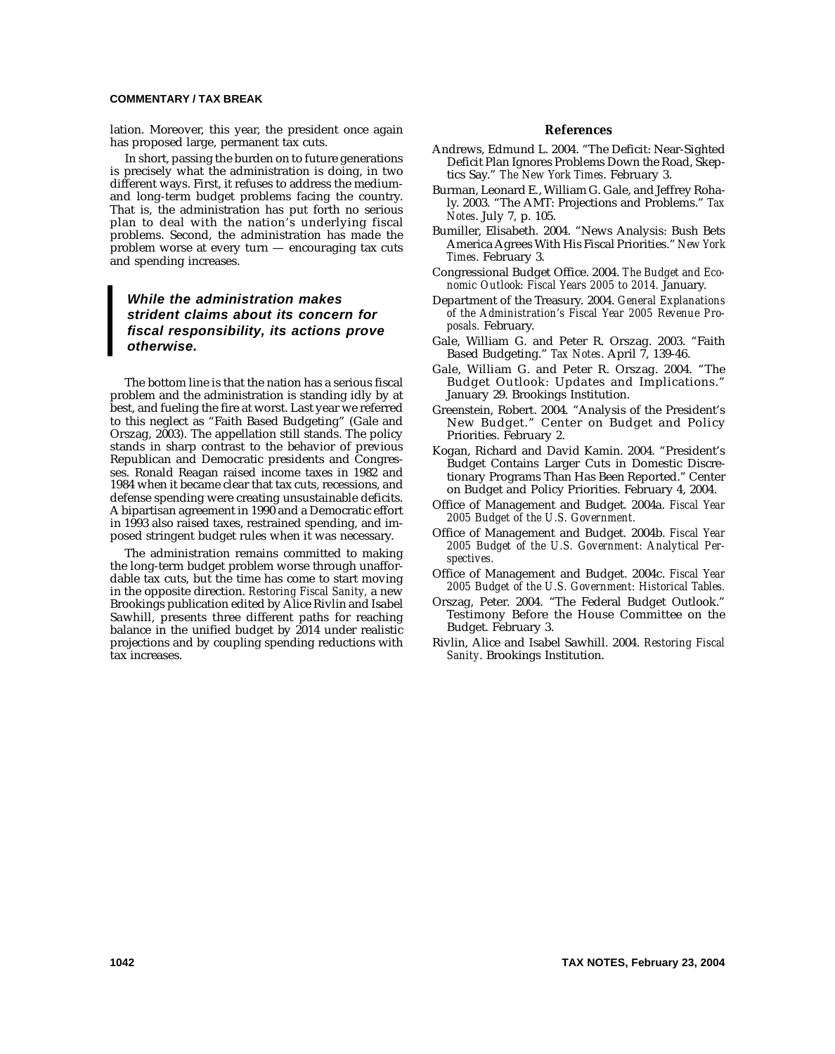lation. Moreover, this year, the president once again has proposed large, permanent tax cuts.

In short, passing the burden on to future generations is precisely what the administration is doing, in two different ways. First, it refuses to address the medium- and long-term budget problems facing the country. That is, the administration has put forth no serious plan to deal with the nation's underlying fiscal problems. Second, the administration has made the problem worse at every turn — encouraging tax cuts and spending increases.

> ***While the administration makes strident claims about its concern for fiscal responsibility, its actions prove otherwise.***

The bottom line is that the nation has a serious fiscal problem and the administration is standing idly by at best, and fueling the fire at worst. Last year we referred to this neglect as "Faith Based Budgeting" (Gale and Orszag, 2003). The appellation still stands. The policy stands in sharp contrast to the behavior of previous Republican and Democratic presidents and Congresses. Ronald Reagan raised income taxes in 1982 and 1984 when it became clear that tax cuts, recessions, and defense spending were creating unsustainable deficits. A bipartisan agreement in 1990 and a Democratic effort in 1993 also raised taxes, restrained spending, and imposed stringent budget rules when it was necessary.

The administration remains committed to making the long-term budget problem worse through unaffordable tax cuts, but the time has come to start moving in the opposite direction. *Restoring Fiscal Sanity*, a new Brookings publication edited by Alice Rivlin and Isabel Sawhill, presents three different paths for reaching balance in the unified budget by 2014 under realistic projections and by coupling spending reductions with tax increases.

## References

Andrews, Edmund L. 2004. "The Deficit: Near-Sighted Deficit Plan Ignores Problems Down the Road, Skeptics Say." *The New York Times*. February 3.

Burman, Leonard E., William G. Gale, and Jeffrey Rohaly. 2003. "The AMT: Projections and Problems." *Tax Notes*. July 7, p. 105.

Bumiller, Elisabeth. 2004. "News Analysis: Bush Bets America Agrees With His Fiscal Priorities." *New York Times*. February 3.

Congressional Budget Office. 2004. *The Budget and Economic Outlook: Fiscal Years 2005 to 2014.* January.

Department of the Treasury. 2004. *General Explanations of the Administration's Fiscal Year 2005 Revenue Proposals.* February.

Gale, William G. and Peter R. Orszag. 2003. "Faith Based Budgeting." *Tax Notes*. April 7, 139-46.

Gale, William G. and Peter R. Orszag. 2004. "The Budget Outlook: Updates and Implications." January 29. Brookings Institution.

Greenstein, Robert. 2004. "Analysis of the President's New Budget." Center on Budget and Policy Priorities. February 2.

Kogan, Richard and David Kamin. 2004. "President's Budget Contains Larger Cuts in Domestic Discretionary Programs Than Has Been Reported." Center on Budget and Policy Priorities. February 4, 2004.

Office of Management and Budget. 2004a. *Fiscal Year 2005 Budget of the U.S. Government.*

Office of Management and Budget. 2004b. *Fiscal Year 2005 Budget of the U.S. Government: Analytical Perspectives.*

Office of Management and Budget. 2004c. *Fiscal Year 2005 Budget of the U.S. Government: Historical Tables.*

Orszag, Peter. 2004. "The Federal Budget Outlook." Testimony Before the House Committee on the Budget. February 3.

Rivlin, Alice and Isabel Sawhill. 2004. *Restoring Fiscal Sanity*. Brookings Institution.